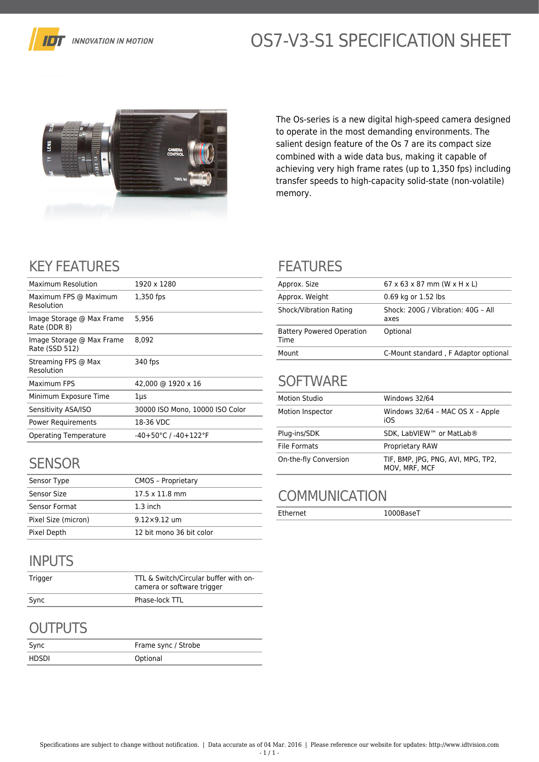IDT INNOVATION IN MOTION

# OS7-V3-S1 SPECIFICATION SHEET

The Os-series is a new digital high-speed camera designed to operate in the most demanding environments. The salient design feature of the Os 7 are its compact size combined with a wide data bus, making it capable of achieving very high frame rates (up to 1,350 fps) including transfer speeds to high-capacity solid-state (non-volatile) memory.

## KEY FEATURES

| | |
|---|---|
| Maximum Resolution | 1920 x 1280 |
| Maximum FPS @ Maximum Resolution | 1,350 fps |
| Image Storage @ Max Frame Rate (DDR 8) | 5,956 |
| Image Storage @ Max Frame Rate (SSD 512) | 8,092 |
| Streaming FPS @ Max Resolution | 340 fps |
| Maximum FPS | 42,000 @ 1920 x 16 |
| Minimum Exposure Time | 1µs |
| Sensitivity ASA/ISO | 30000 ISO Mono, 10000 ISO Color |
| Power Requirements | 18-36 VDC |
| Operating Temperature | -40+50°C / -40+122°F |

## SENSOR

| | |
|---|---|
| Sensor Type | CMOS – Proprietary |
| Sensor Size | 17.5 x 11.8 mm |
| Sensor Format | 1.3 inch |
| Pixel Size (micron) | 9.12×9.12 um |
| Pixel Depth | 12 bit mono 36 bit color |

## INPUTS

| | |
|---|---|
| Trigger | TTL & Switch/Circular buffer with on-camera or software trigger |
| Sync | Phase-lock TTL |

## OUTPUTS

| | |
|---|---|
| Sync | Frame sync / Strobe |
| HDSDI | Optional |

## FEATURES

| | |
|---|---|
| Approx. Size | 67 x 63 x 87 mm (W x H x L) |
| Approx. Weight | 0.69 kg or 1.52 lbs |
| Shock/Vibration Rating | Shock: 200G / Vibration: 40G – All axes |
| Battery Powered Operation Time | Optional |
| Mount | C-Mount standard , F Adaptor optional |

## SOFTWARE

| | |
|---|---|
| Motion Studio | Windows 32/64 |
| Motion Inspector | Windows 32/64 – MAC OS X – Apple iOS |
| Plug-ins/SDK | SDK, LabVIEW™ or MatLab® |
| File Formats | Proprietary RAW |
| On-the-fly Conversion | TIF, BMP, JPG, PNG, AVI, MPG, TP2, MOV, MRF, MCF |

## COMMUNICATION

| | |
|---|---|
| Ethernet | 1000BaseT |

Specifications are subject to change without notification. | Data accurate as of 04 Mar. 2016 | Please reference our website for updates: http://www.idtvision.com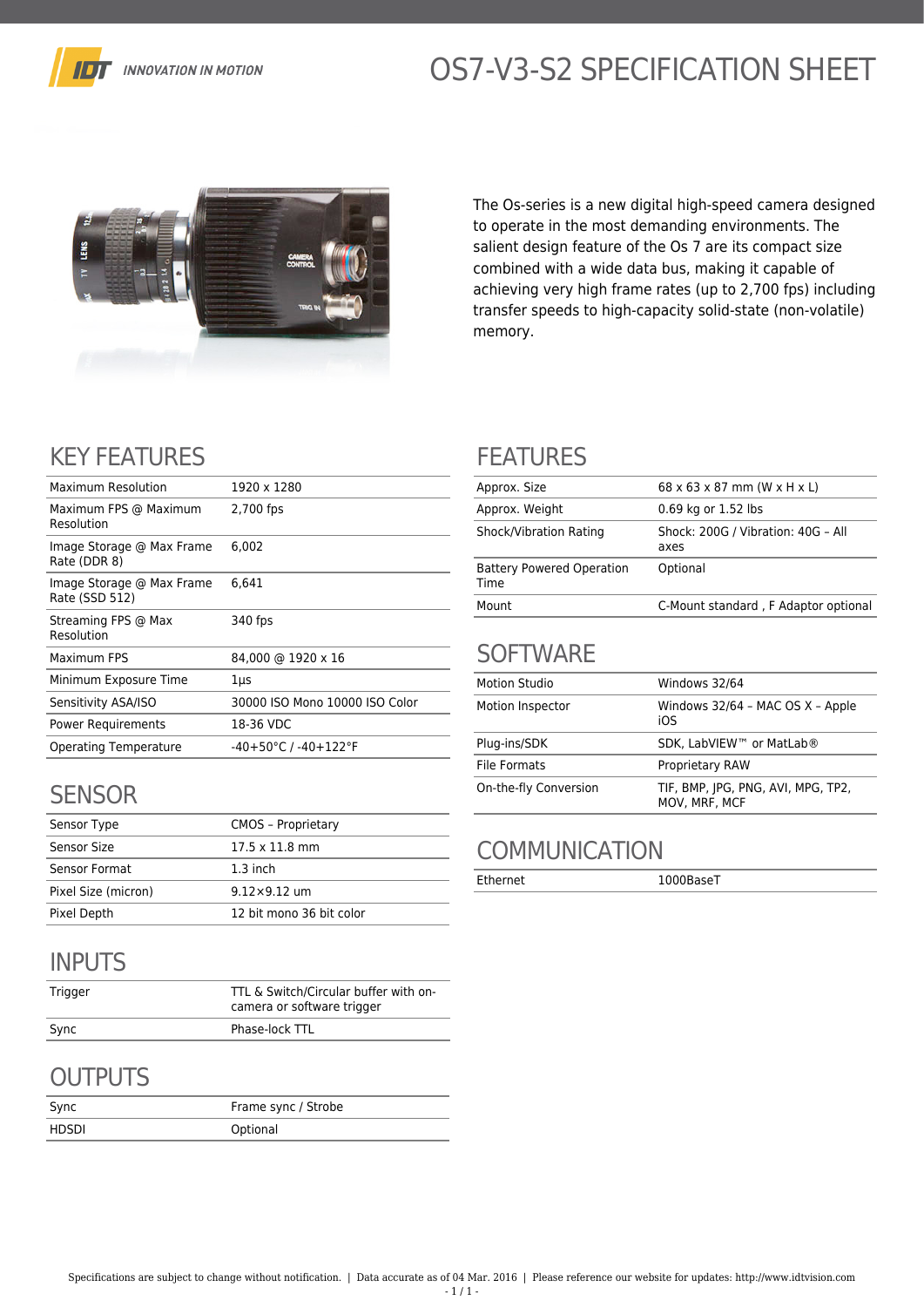# OS7-V3-S2 SPECIFICATION SHEET

The Os-series is a new digital high-speed camera designed to operate in the most demanding environments. The salient design feature of the Os 7 are its compact size combined with a wide data bus, making it capable of achieving very high frame rates (up to 2,700 fps) including transfer speeds to high-capacity solid-state (non-volatile) memory.

## KEY FEATURES

| | |
|---|---|
| Maximum Resolution | 1920 x 1280 |
| Maximum FPS @ Maximum Resolution | 2,700 fps |
| Image Storage @ Max Frame Rate (DDR 8) | 6,002 |
| Image Storage @ Max Frame Rate (SSD 512) | 6,641 |
| Streaming FPS @ Max Resolution | 340 fps |
| Maximum FPS | 84,000 @ 1920 x 16 |
| Minimum Exposure Time | 1µs |
| Sensitivity ASA/ISO | 30000 ISO Mono 10000 ISO Color |
| Power Requirements | 18-36 VDC |
| Operating Temperature | -40+50°C / -40+122°F |

## SENSOR

| | |
|---|---|
| Sensor Type | CMOS – Proprietary |
| Sensor Size | 17.5 x 11.8 mm |
| Sensor Format | 1.3 inch |
| Pixel Size (micron) | 9.12×9.12 um |
| Pixel Depth | 12 bit mono 36 bit color |

## INPUTS

| | |
|---|---|
| Trigger | TTL & Switch/Circular buffer with on-camera or software trigger |
| Sync | Phase-lock TTL |

## OUTPUTS

| | |
|---|---|
| Sync | Frame sync / Strobe |
| HDSDI | Optional |

## FEATURES

| | |
|---|---|
| Approx. Size | 68 x 63 x 87 mm (W x H x L) |
| Approx. Weight | 0.69 kg or 1.52 lbs |
| Shock/Vibration Rating | Shock: 200G / Vibration: 40G – All axes |
| Battery Powered Operation Time | Optional |
| Mount | C-Mount standard , F Adaptor optional |

## SOFTWARE

| | |
|---|---|
| Motion Studio | Windows 32/64 |
| Motion Inspector | Windows 32/64 – MAC OS X – Apple iOS |
| Plug-ins/SDK | SDK, LabVIEW™ or MatLab® |
| File Formats | Proprietary RAW |
| On-the-fly Conversion | TIF, BMP, JPG, PNG, AVI, MPG, TP2, MOV, MRF, MCF |

## COMMUNICATION

| | |
|---|---|
| Ethernet | 1000BaseT |

Specifications are subject to change without notification. | Data accurate as of 04 Mar. 2016 | Please reference our website for updates: http://www.idtvision.com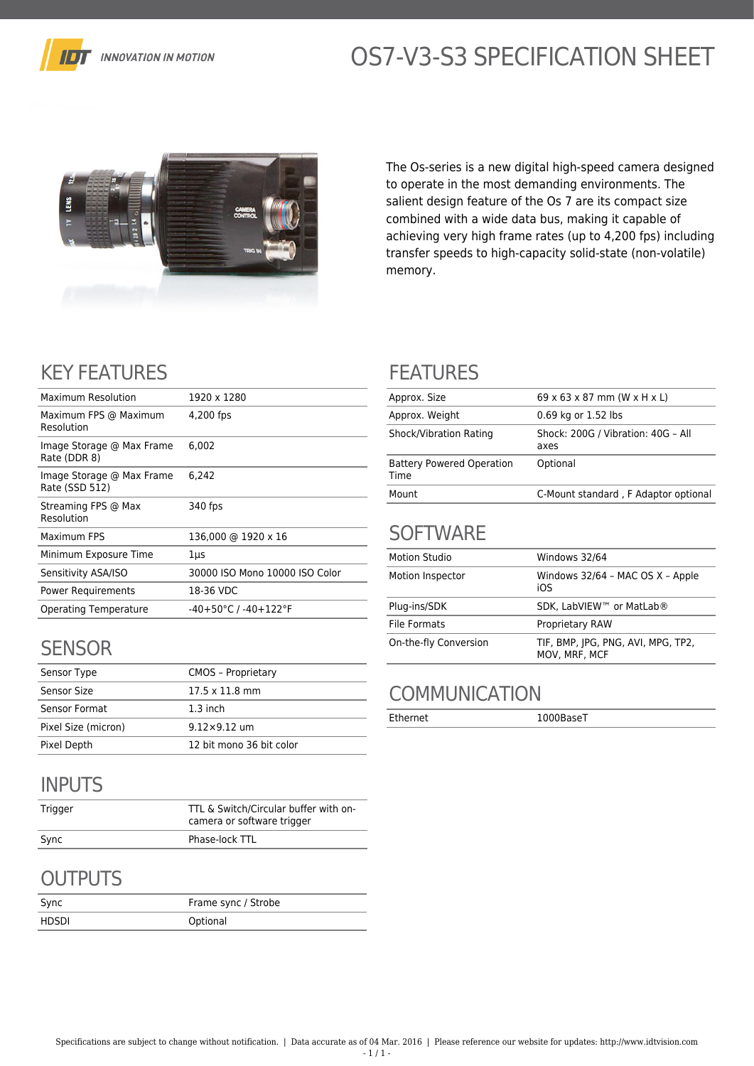# OS7-V3-S3 SPECIFICATION SHEET

The Os-series is a new digital high-speed camera designed to operate in the most demanding environments. The salient design feature of the Os 7 are its compact size combined with a wide data bus, making it capable of achieving very high frame rates (up to 4,200 fps) including transfer speeds to high-capacity solid-state (non-volatile) memory.

## KEY FEATURES

| | |
|---|---|
| Maximum Resolution | 1920 x 1280 |
| Maximum FPS @ Maximum Resolution | 4,200 fps |
| Image Storage @ Max Frame Rate (DDR 8) | 6,002 |
| Image Storage @ Max Frame Rate (SSD 512) | 6,242 |
| Streaming FPS @ Max Resolution | 340 fps |
| Maximum FPS | 136,000 @ 1920 x 16 |
| Minimum Exposure Time | 1µs |
| Sensitivity ASA/ISO | 30000 ISO Mono 10000 ISO Color |
| Power Requirements | 18-36 VDC |
| Operating Temperature | -40+50°C / -40+122°F |

## SENSOR

| | |
|---|---|
| Sensor Type | CMOS – Proprietary |
| Sensor Size | 17.5 x 11.8 mm |
| Sensor Format | 1.3 inch |
| Pixel Size (micron) | 9.12×9.12 um |
| Pixel Depth | 12 bit mono 36 bit color |

## INPUTS

| | |
|---|---|
| Trigger | TTL & Switch/Circular buffer with on-camera or software trigger |
| Sync | Phase-lock TTL |

## OUTPUTS

| | |
|---|---|
| Sync | Frame sync / Strobe |
| HDSDI | Optional |

## FEATURES

| | |
|---|---|
| Approx. Size | 69 x 63 x 87 mm (W x H x L) |
| Approx. Weight | 0.69 kg or 1.52 lbs |
| Shock/Vibration Rating | Shock: 200G / Vibration: 40G – All axes |
| Battery Powered Operation Time | Optional |
| Mount | C-Mount standard , F Adaptor optional |

## SOFTWARE

| | |
|---|---|
| Motion Studio | Windows 32/64 |
| Motion Inspector | Windows 32/64 – MAC OS X – Apple iOS |
| Plug-ins/SDK | SDK, LabVIEW™ or MatLab® |
| File Formats | Proprietary RAW |
| On-the-fly Conversion | TIF, BMP, JPG, PNG, AVI, MPG, TP2, MOV, MRF, MCF |

## COMMUNICATION

| | |
|---|---|
| Ethernet | 1000BaseT |

Specifications are subject to change without notification. | Data accurate as of 04 Mar. 2016 | Please reference our website for updates: http://www.idtvision.com